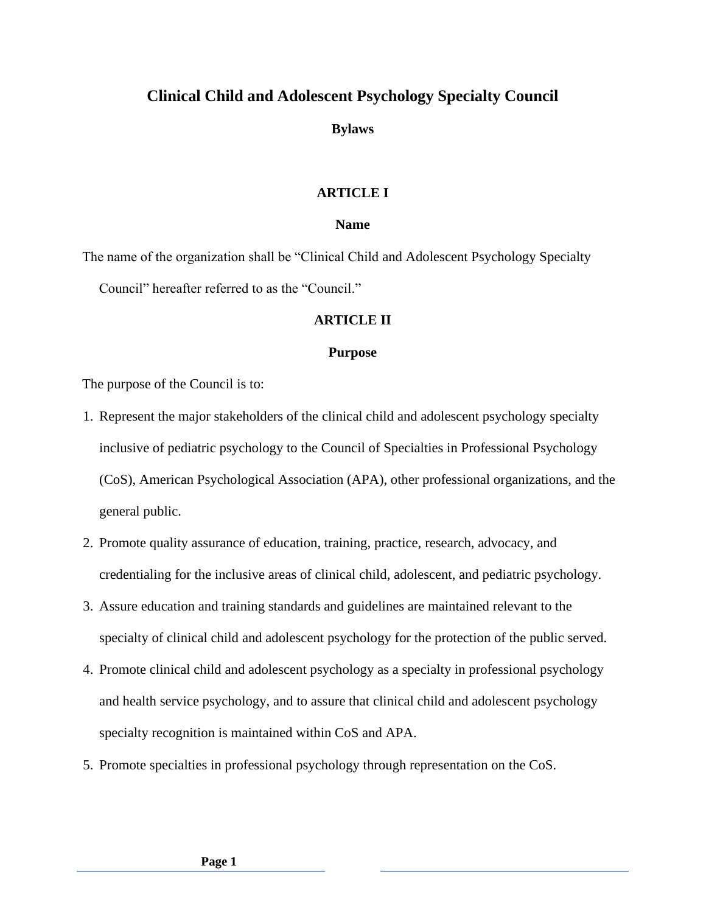# Clinical Child and Adolescent Psychology Specialty Council

## Bylaws

### ARTICLE I

### Name

The name of the organization shall be "Clinical Child and Adolescent Psychology Specialty Council" hereafter referred to as the "Council."

### ARTICLE II

### Purpose

The purpose of the Council is to:

1. Represent the major stakeholders of the clinical child and adolescent psychology specialty inclusive of pediatric psychology to the Council of Specialties in Professional Psychology (CoS), American Psychological Association (APA), other professional organizations, and the general public.
2. Promote quality assurance of education, training, practice, research, advocacy, and credentialing for the inclusive areas of clinical child, adolescent, and pediatric psychology.
3. Assure education and training standards and guidelines are maintained relevant to the specialty of clinical child and adolescent psychology for the protection of the public served.
4. Promote clinical child and adolescent psychology as a specialty in professional psychology and health service psychology, and to assure that clinical child and adolescent psychology specialty recognition is maintained within CoS and APA.
5. Promote specialties in professional psychology through representation on the CoS.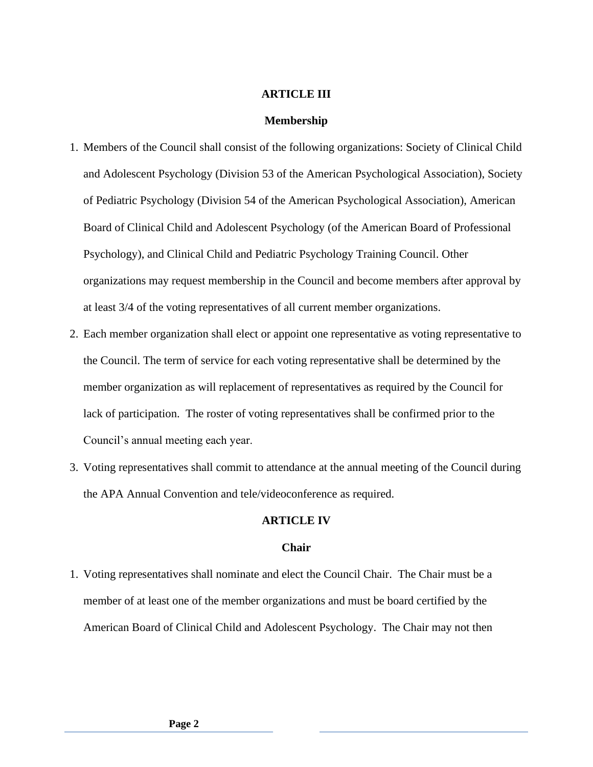## ARTICLE III

### Membership

1. Members of the Council shall consist of the following organizations: Society of Clinical Child and Adolescent Psychology (Division 53 of the American Psychological Association), Society of Pediatric Psychology (Division 54 of the American Psychological Association), American Board of Clinical Child and Adolescent Psychology (of the American Board of Professional Psychology), and Clinical Child and Pediatric Psychology Training Council. Other organizations may request membership in the Council and become members after approval by at least 3/4 of the voting representatives of all current member organizations.
2. Each member organization shall elect or appoint one representative as voting representative to the Council. The term of service for each voting representative shall be determined by the member organization as will replacement of representatives as required by the Council for lack of participation. The roster of voting representatives shall be confirmed prior to the Council's annual meeting each year.
3. Voting representatives shall commit to attendance at the annual meeting of the Council during the APA Annual Convention and tele/videoconference as required.

## ARTICLE IV

### Chair

1. Voting representatives shall nominate and elect the Council Chair. The Chair must be a member of at least one of the member organizations and must be board certified by the American Board of Clinical Child and Adolescent Psychology. The Chair may not then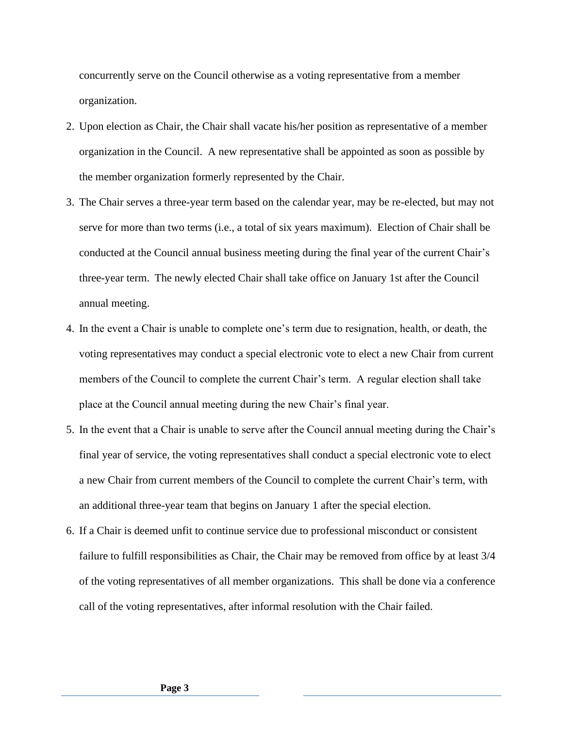concurrently serve on the Council otherwise as a voting representative from a member organization.

2. Upon election as Chair, the Chair shall vacate his/her position as representative of a member organization in the Council. A new representative shall be appointed as soon as possible by the member organization formerly represented by the Chair.
3. The Chair serves a three-year term based on the calendar year, may be re-elected, but may not serve for more than two terms (i.e., a total of six years maximum). Election of Chair shall be conducted at the Council annual business meeting during the final year of the current Chair's three-year term. The newly elected Chair shall take office on January 1st after the Council annual meeting.
4. In the event a Chair is unable to complete one's term due to resignation, health, or death, the voting representatives may conduct a special electronic vote to elect a new Chair from current members of the Council to complete the current Chair's term. A regular election shall take place at the Council annual meeting during the new Chair's final year.
5. In the event that a Chair is unable to serve after the Council annual meeting during the Chair's final year of service, the voting representatives shall conduct a special electronic vote to elect a new Chair from current members of the Council to complete the current Chair's term, with an additional three-year team that begins on January 1 after the special election.
6. If a Chair is deemed unfit to continue service due to professional misconduct or consistent failure to fulfill responsibilities as Chair, the Chair may be removed from office by at least 3/4 of the voting representatives of all member organizations. This shall be done via a conference call of the voting representatives, after informal resolution with the Chair failed.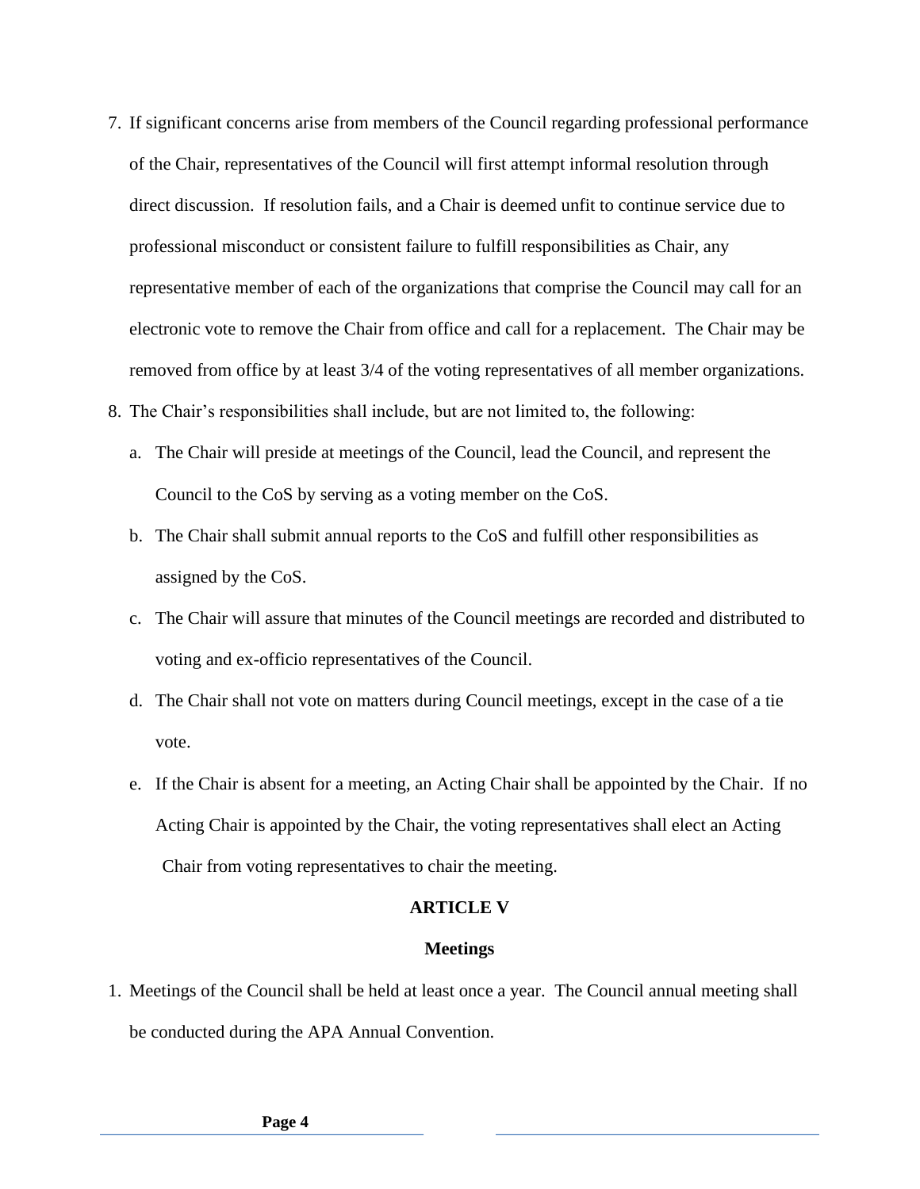7. If significant concerns arise from members of the Council regarding professional performance of the Chair, representatives of the Council will first attempt informal resolution through direct discussion. If resolution fails, and a Chair is deemed unfit to continue service due to professional misconduct or consistent failure to fulfill responsibilities as Chair, any representative member of each of the organizations that comprise the Council may call for an electronic vote to remove the Chair from office and call for a replacement. The Chair may be removed from office by at least 3/4 of the voting representatives of all member organizations.
8. The Chair's responsibilities shall include, but are not limited to, the following:
   a. The Chair will preside at meetings of the Council, lead the Council, and represent the Council to the CoS by serving as a voting member on the CoS.
   b. The Chair shall submit annual reports to the CoS and fulfill other responsibilities as assigned by the CoS.
   c. The Chair will assure that minutes of the Council meetings are recorded and distributed to voting and ex-officio representatives of the Council.
   d. The Chair shall not vote on matters during Council meetings, except in the case of a tie vote.
   e. If the Chair is absent for a meeting, an Acting Chair shall be appointed by the Chair. If no Acting Chair is appointed by the Chair, the voting representatives shall elect an Acting Chair from voting representatives to chair the meeting.

## ARTICLE V

## Meetings

1. Meetings of the Council shall be held at least once a year. The Council annual meeting shall be conducted during the APA Annual Convention.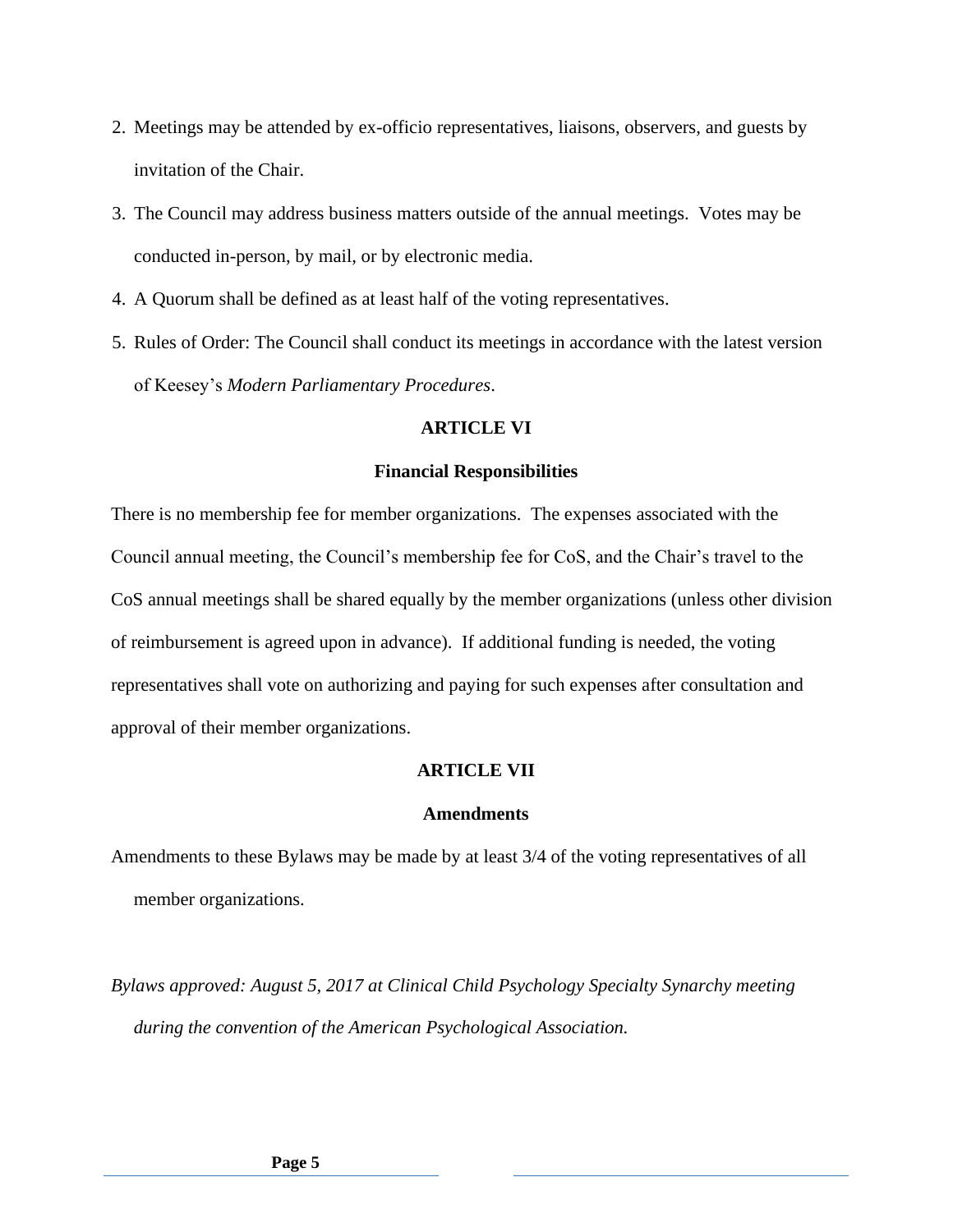2. Meetings may be attended by ex-officio representatives, liaisons, observers, and guests by invitation of the Chair.
3. The Council may address business matters outside of the annual meetings. Votes may be conducted in-person, by mail, or by electronic media.
4. A Quorum shall be defined as at least half of the voting representatives.
5. Rules of Order: The Council shall conduct its meetings in accordance with the latest version of Keesey's *Modern Parliamentary Procedures*.

**ARTICLE VI**

**Financial Responsibilities**

There is no membership fee for member organizations. The expenses associated with the Council annual meeting, the Council's membership fee for CoS, and the Chair's travel to the CoS annual meetings shall be shared equally by the member organizations (unless other division of reimbursement is agreed upon in advance). If additional funding is needed, the voting representatives shall vote on authorizing and paying for such expenses after consultation and approval of their member organizations.

**ARTICLE VII**

**Amendments**

Amendments to these Bylaws may be made by at least 3/4 of the voting representatives of all member organizations.

*Bylaws approved: August 5, 2017 at Clinical Child Psychology Specialty Synarchy meeting during the convention of the American Psychological Association.*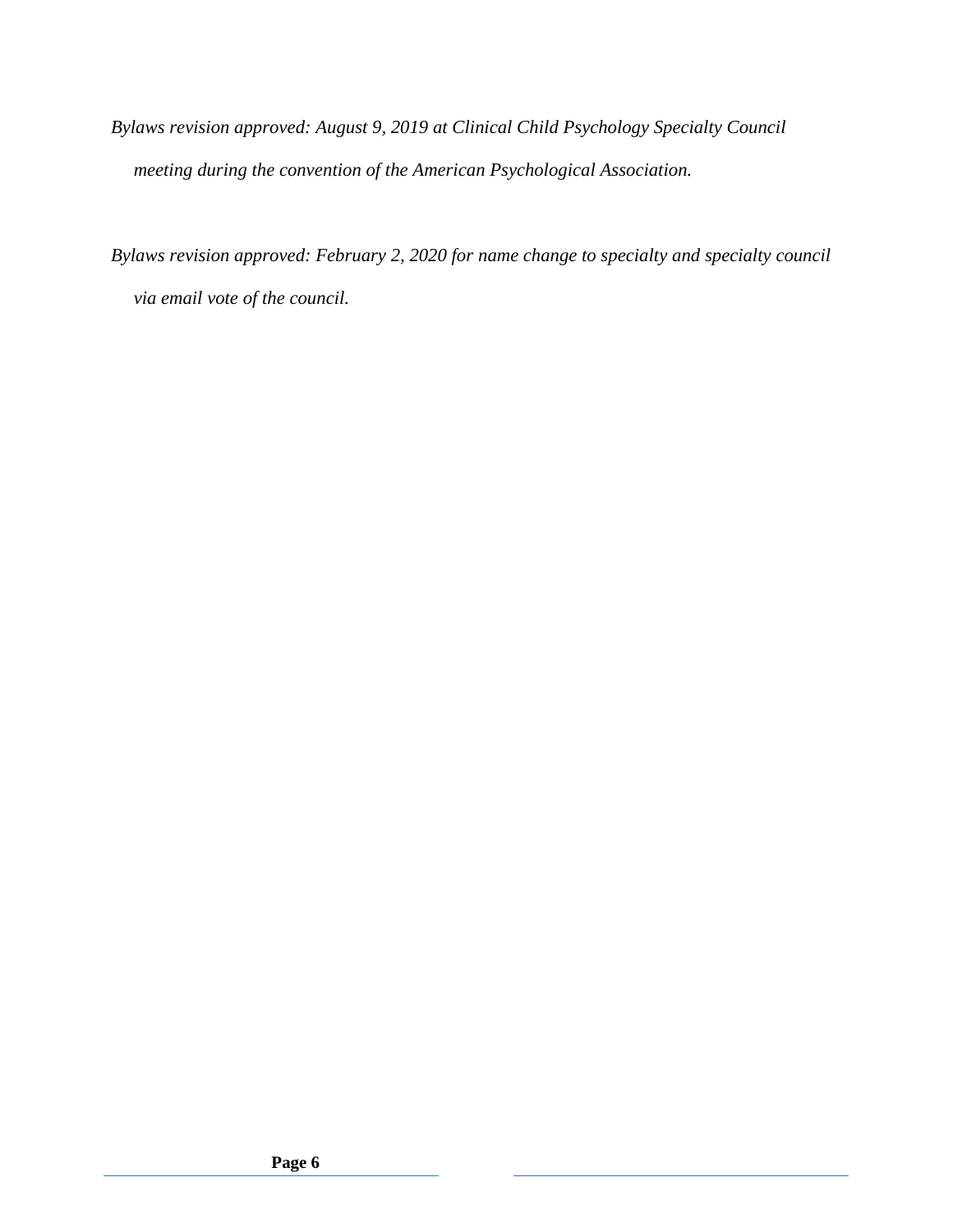*Bylaws revision approved: August 9, 2019 at Clinical Child Psychology Specialty Council meeting during the convention of the American Psychological Association.*

*Bylaws revision approved: February 2, 2020 for name change to specialty and specialty council via email vote of the council.*